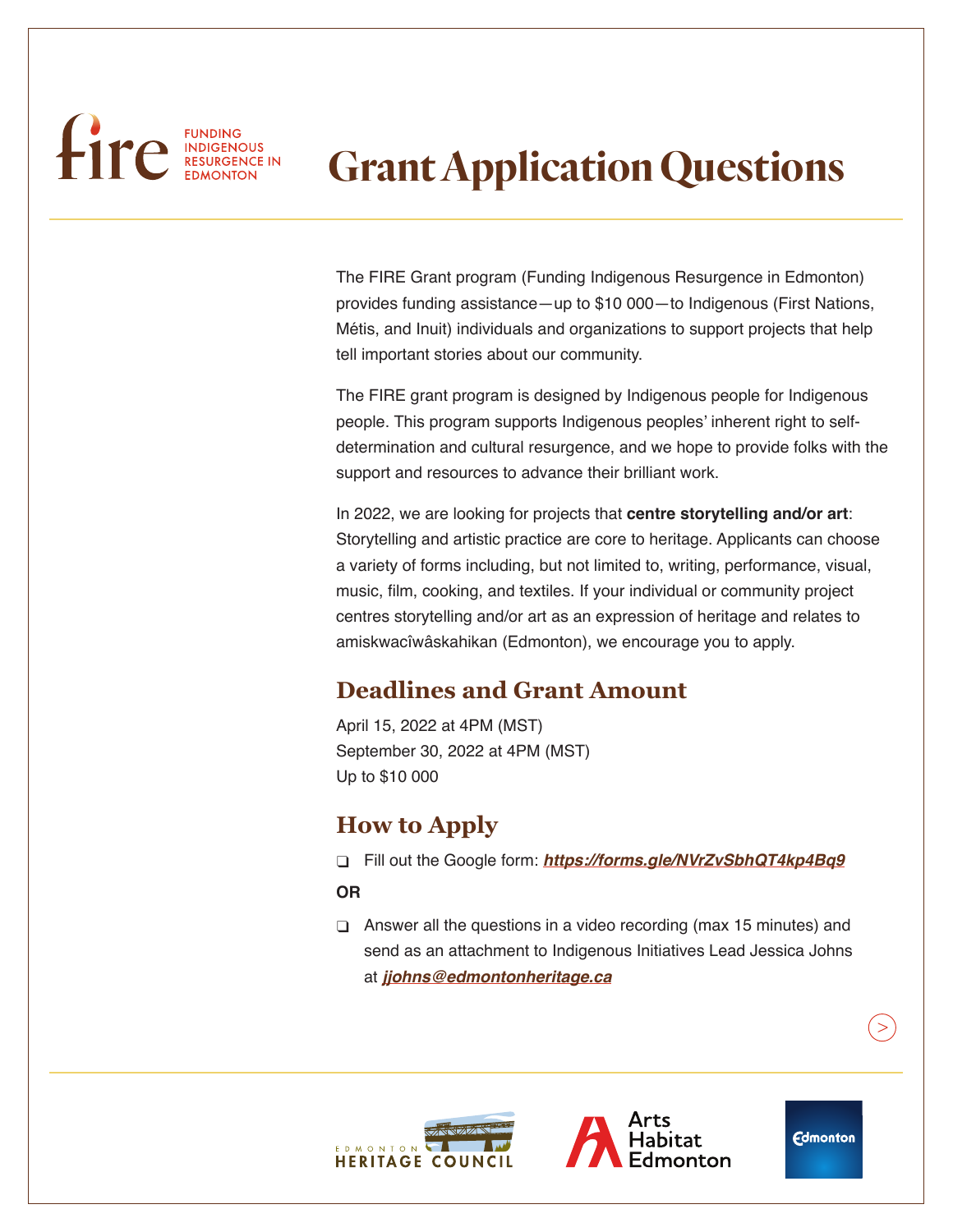fire FUNDING INDIGENOUS RESURGENCE IN EDMONTON

# Grant Application Questions

The FIRE Grant program (Funding Indigenous Resurgence in Edmonton) provides funding assistance—up to $10 000—to Indigenous (First Nations, Métis, and Inuit) individuals and organizations to support projects that help tell important stories about our community.

The FIRE grant program is designed by Indigenous people for Indigenous people. This program supports Indigenous peoples' inherent right to self-determination and cultural resurgence, and we hope to provide folks with the support and resources to advance their brilliant work.

In 2022, we are looking for projects that **centre storytelling and/or art**: Storytelling and artistic practice are core to heritage. Applicants can choose a variety of forms including, but not limited to, writing, performance, visual, music, film, cooking, and textiles. If your individual or community project centres storytelling and/or art as an expression of heritage and relates to amiskwacîwâskahikan (Edmonton), we encourage you to apply.

## Deadlines and Grant Amount

April 15, 2022 at 4PM (MST)
September 30, 2022 at 4PM (MST)
Up to $10 000

## How to Apply

- ❑ Fill out the Google form: ***https://forms.gle/NVrZvSbhQT4kp4Bq9***

**OR**

- ❑ Answer all the questions in a video recording (max 15 minutes) and send as an attachment to Indigenous Initiatives Lead Jessica Johns at ***jjohns@edmontonheritage.ca***

EDMONTON HERITAGE COUNCIL

Arts Habitat Edmonton

Edmonton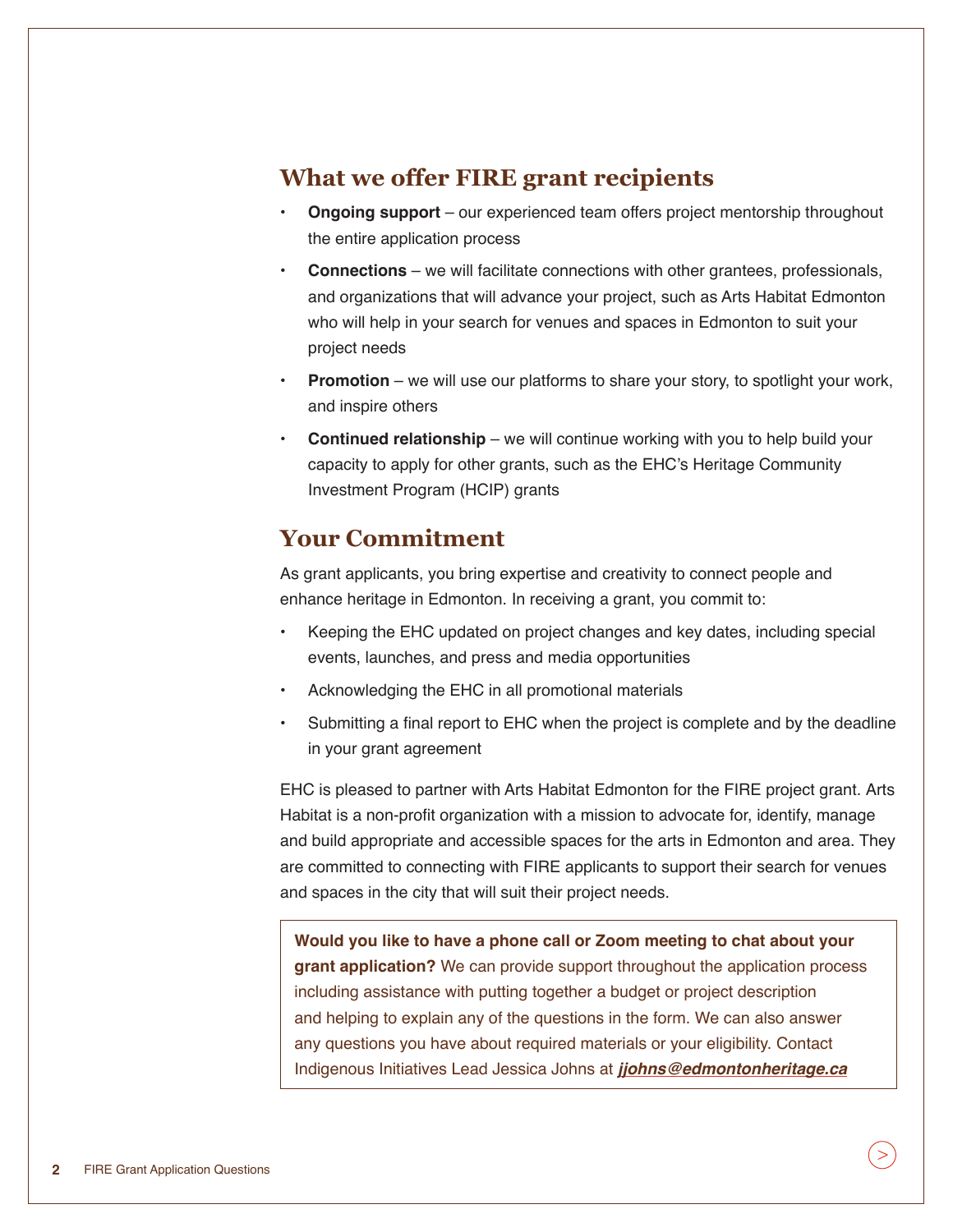## What we offer FIRE grant recipients

- **Ongoing support** – our experienced team offers project mentorship throughout the entire application process
- **Connections** – we will facilitate connections with other grantees, professionals, and organizations that will advance your project, such as Arts Habitat Edmonton who will help in your search for venues and spaces in Edmonton to suit your project needs
- **Promotion** – we will use our platforms to share your story, to spotlight your work, and inspire others
- **Continued relationship** – we will continue working with you to help build your capacity to apply for other grants, such as the EHC's Heritage Community Investment Program (HCIP) grants

## Your Commitment

As grant applicants, you bring expertise and creativity to connect people and enhance heritage in Edmonton. In receiving a grant, you commit to:

- Keeping the EHC updated on project changes and key dates, including special events, launches, and press and media opportunities
- Acknowledging the EHC in all promotional materials
- Submitting a final report to EHC when the project is complete and by the deadline in your grant agreement

EHC is pleased to partner with Arts Habitat Edmonton for the FIRE project grant. Arts Habitat is a non-profit organization with a mission to advocate for, identify, manage and build appropriate and accessible spaces for the arts in Edmonton and area. They are committed to connecting with FIRE applicants to support their search for venues and spaces in the city that will suit their project needs.

> **Would you like to have a phone call or Zoom meeting to chat about your grant application?** We can provide support throughout the application process including assistance with putting together a budget or project description and helping to explain any of the questions in the form. We can also answer any questions you have about required materials or your eligibility. Contact Indigenous Initiatives Lead Jessica Johns at ***jjohns@edmontonheritage.ca***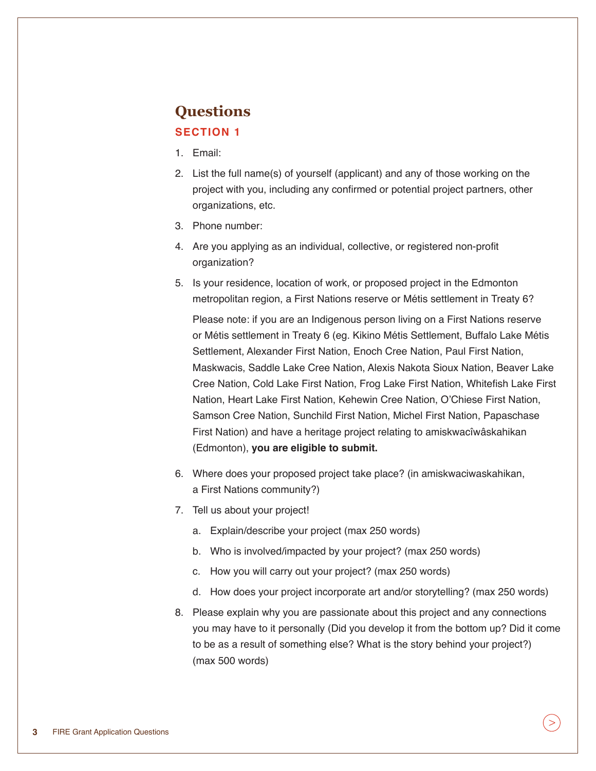# Questions

## SECTION 1

1. Email:
2. List the full name(s) of yourself (applicant) and any of those working on the project with you, including any confirmed or potential project partners, other organizations, etc.
3. Phone number:
4. Are you applying as an individual, collective, or registered non-profit organization?
5. Is your residence, location of work, or proposed project in the Edmonton metropolitan region, a First Nations reserve or Métis settlement in Treaty 6?

   Please note: if you are an Indigenous person living on a First Nations reserve or Métis settlement in Treaty 6 (eg. Kikino Métis Settlement, Buffalo Lake Métis Settlement, Alexander First Nation, Enoch Cree Nation, Paul First Nation, Maskwacis, Saddle Lake Cree Nation, Alexis Nakota Sioux Nation, Beaver Lake Cree Nation, Cold Lake First Nation, Frog Lake First Nation, Whitefish Lake First Nation, Heart Lake First Nation, Kehewin Cree Nation, O'Chiese First Nation, Samson Cree Nation, Sunchild First Nation, Michel First Nation, Papaschase First Nation) and have a heritage project relating to amiskwacîwâskahikan (Edmonton), **you are eligible to submit.**

6. Where does your proposed project take place? (in amiskwaciwaskahikan, a First Nations community?)
7. Tell us about your project!
   a. Explain/describe your project (max 250 words)
   b. Who is involved/impacted by your project? (max 250 words)
   c. How you will carry out your project? (max 250 words)
   d. How does your project incorporate art and/or storytelling? (max 250 words)
8. Please explain why you are passionate about this project and any connections you may have to it personally (Did you develop it from the bottom up? Did it come to be as a result of something else? What is the story behind your project?) (max 500 words)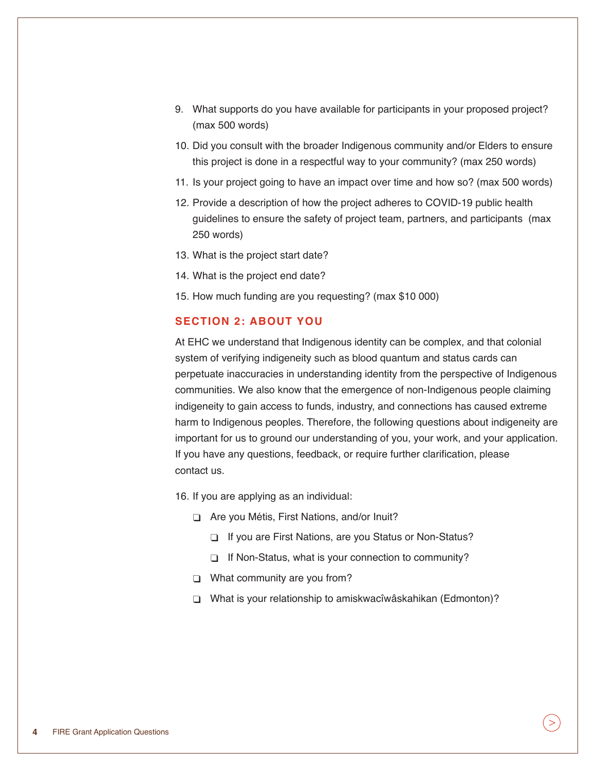9. What supports do you have available for participants in your proposed project? (max 500 words)
10. Did you consult with the broader Indigenous community and/or Elders to ensure this project is done in a respectful way to your community? (max 250 words)
11. Is your project going to have an impact over time and how so? (max 500 words)
12. Provide a description of how the project adheres to COVID-19 public health guidelines to ensure the safety of project team, partners, and participants (max 250 words)
13. What is the project start date?
14. What is the project end date?
15. How much funding are you requesting? (max $10 000)

## SECTION 2: ABOUT YOU

At EHC we understand that Indigenous identity can be complex, and that colonial system of verifying indigeneity such as blood quantum and status cards can perpetuate inaccuracies in understanding identity from the perspective of Indigenous communities. We also know that the emergence of non-Indigenous people claiming indigeneity to gain access to funds, industry, and connections has caused extreme harm to Indigenous peoples. Therefore, the following questions about indigeneity are important for us to ground our understanding of you, your work, and your application. If you have any questions, feedback, or require further clarification, please contact us.

16. If you are applying as an individual:
    - ❑ Are you Métis, First Nations, and/or Inuit?
        - ❑ If you are First Nations, are you Status or Non-Status?
        - ❑ If Non-Status, what is your connection to community?
    - ❑ What community are you from?
    - ❑ What is your relationship to amiskwacîwâskahikan (Edmonton)?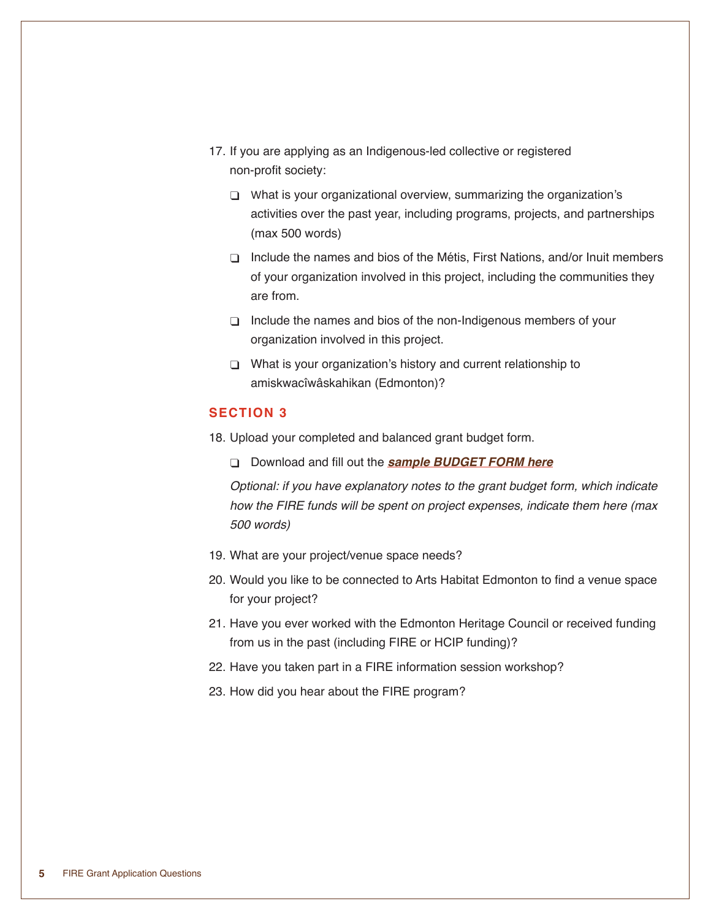17. If you are applying as an Indigenous-led collective or registered non-profit society:
    - ❑ What is your organizational overview, summarizing the organization's activities over the past year, including programs, projects, and partnerships (max 500 words)
    - ❑ Include the names and bios of the Métis, First Nations, and/or Inuit members of your organization involved in this project, including the communities they are from.
    - ❑ Include the names and bios of the non-Indigenous members of your organization involved in this project.
    - ❑ What is your organization's history and current relationship to amiskwacîwâskahikan (Edmonton)?

## SECTION 3

18. Upload your completed and balanced grant budget form.
    - ❑ Download and fill out the ***sample BUDGET FORM here***

    *Optional: if you have explanatory notes to the grant budget form, which indicate how the FIRE funds will be spent on project expenses, indicate them here (max 500 words)*

19. What are your project/venue space needs?
20. Would you like to be connected to Arts Habitat Edmonton to find a venue space for your project?
21. Have you ever worked with the Edmonton Heritage Council or received funding from us in the past (including FIRE or HCIP funding)?
22. Have you taken part in a FIRE information session workshop?
23. How did you hear about the FIRE program?